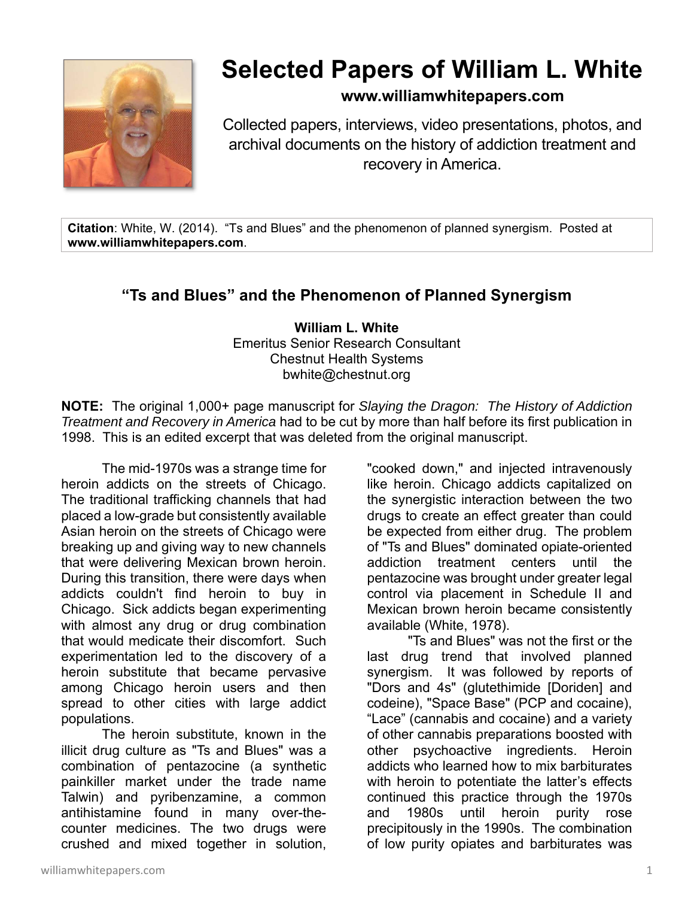# Selected Papers of William L. White

**www.williamwhitepapers.com**

Collected papers, interviews, video presentations, photos, and archival documents on the history of addiction treatment and recovery in America.

**Citation**: White, W. (2014). "Ts and Blues" and the phenomenon of planned synergism. Posted at **www.williamwhitepapers.com**.

## "Ts and Blues" and the Phenomenon of Planned Synergism

**William L. White**
Emeritus Senior Research Consultant
Chestnut Health Systems
bwhite@chestnut.org

**NOTE:** The original 1,000+ page manuscript for *Slaying the Dragon: The History of Addiction Treatment and Recovery in America* had to be cut by more than half before its first publication in 1998. This is an edited excerpt that was deleted from the original manuscript.

The mid-1970s was a strange time for heroin addicts on the streets of Chicago. The traditional trafficking channels that had placed a low-grade but consistently available Asian heroin on the streets of Chicago were breaking up and giving way to new channels that were delivering Mexican brown heroin. During this transition, there were days when addicts couldn't find heroin to buy in Chicago. Sick addicts began experimenting with almost any drug or drug combination that would medicate their discomfort. Such experimentation led to the discovery of a heroin substitute that became pervasive among Chicago heroin users and then spread to other cities with large addict populations.

The heroin substitute, known in the illicit drug culture as "Ts and Blues" was a combination of pentazocine (a synthetic painkiller market under the trade name Talwin) and pyribenzamine, a common antihistamine found in many over-the-counter medicines. The two drugs were crushed and mixed together in solution, "cooked down," and injected intravenously like heroin. Chicago addicts capitalized on the synergistic interaction between the two drugs to create an effect greater than could be expected from either drug. The problem of "Ts and Blues" dominated opiate-oriented addiction treatment centers until the pentazocine was brought under greater legal control via placement in Schedule II and Mexican brown heroin became consistently available (White, 1978).

"Ts and Blues" was not the first or the last drug trend that involved planned synergism. It was followed by reports of "Dors and 4s" (glutethimide [Doriden] and codeine), "Space Base" (PCP and cocaine), "Lace" (cannabis and cocaine) and a variety of other cannabis preparations boosted with other psychoactive ingredients. Heroin addicts who learned how to mix barbiturates with heroin to potentiate the latter's effects continued this practice through the 1970s and 1980s until heroin purity rose precipitously in the 1990s. The combination of low purity opiates and barbiturates was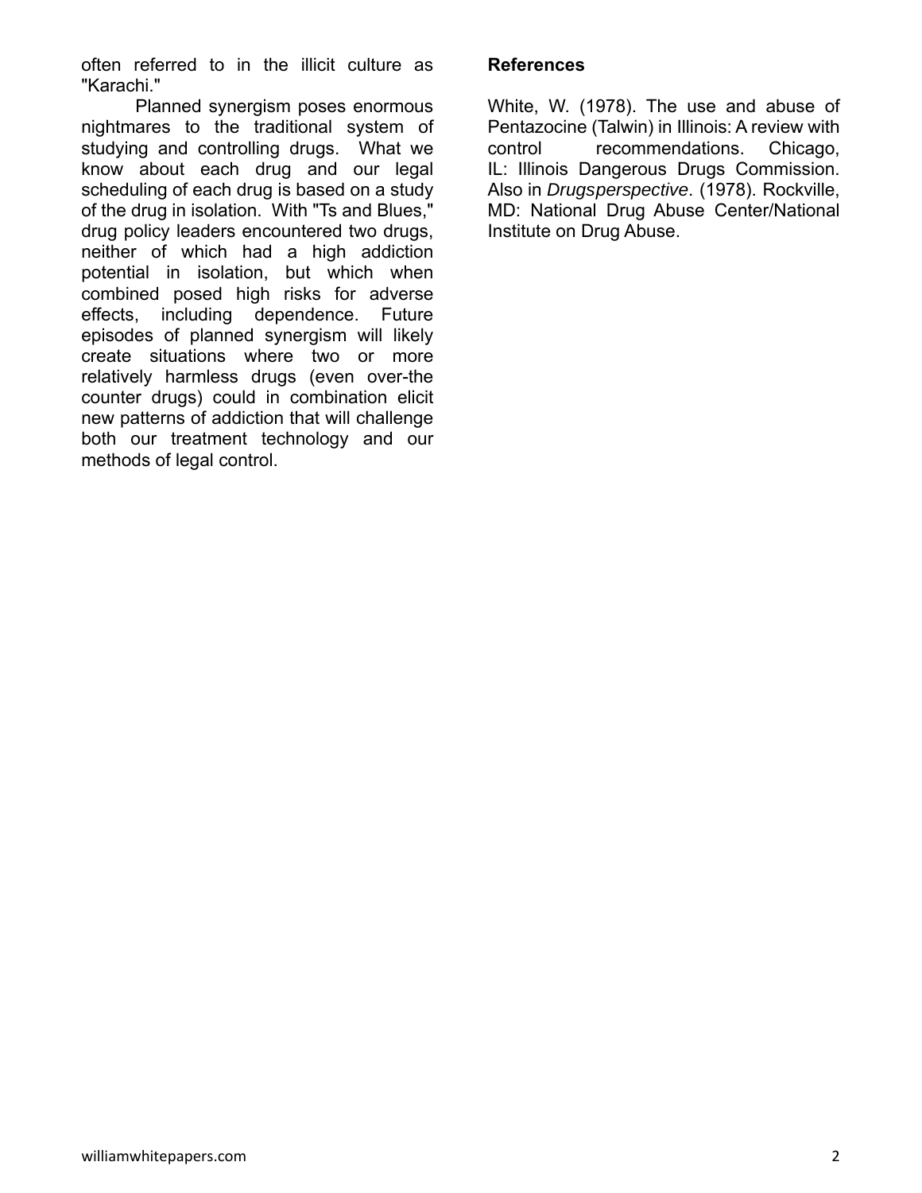often referred to in the illicit culture as "Karachi."

Planned synergism poses enormous nightmares to the traditional system of studying and controlling drugs. What we know about each drug and our legal scheduling of each drug is based on a study of the drug in isolation. With "Ts and Blues," drug policy leaders encountered two drugs, neither of which had a high addiction potential in isolation, but which when combined posed high risks for adverse effects, including dependence. Future episodes of planned synergism will likely create situations where two or more relatively harmless drugs (even over-the counter drugs) could in combination elicit new patterns of addiction that will challenge both our treatment technology and our methods of legal control.

**References**

White, W. (1978). The use and abuse of Pentazocine (Talwin) in Illinois: A review with control recommendations. Chicago, IL: Illinois Dangerous Drugs Commission. Also in *Drugsperspective*. (1978). Rockville, MD: National Drug Abuse Center/National Institute on Drug Abuse.